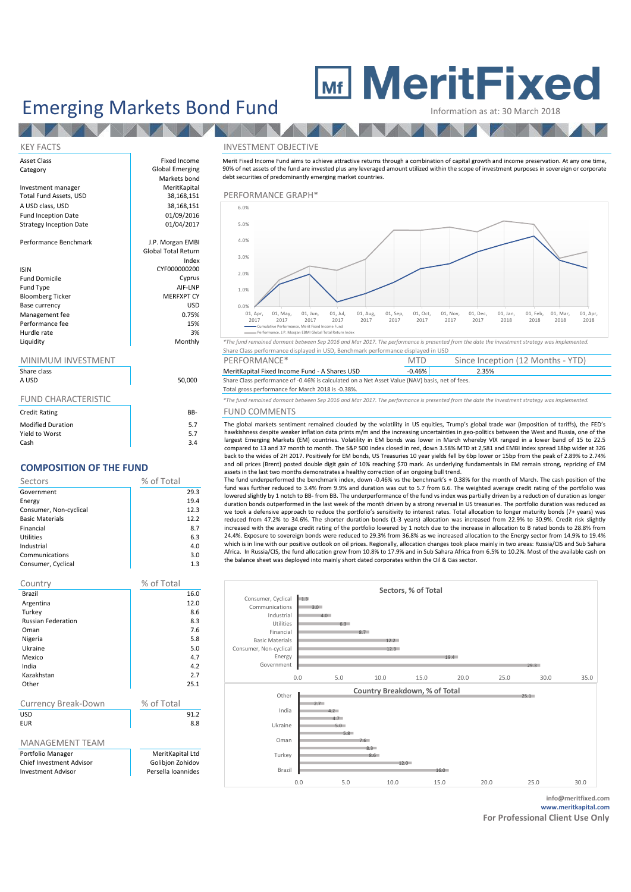# Emerging Markets Bond Fund

**MeritFixed**

Information as at: 30 March 2018

## KEY FACTS

| | |
|---|---|
| Asset Class | Fixed Income |
| Category | Global Emerging Markets bond |
| Investment manager | MeritKapital |
| Total Fund Assets, USD | 38,168,151 |
| A USD class, USD | 38,168,151 |
| Fund Inception Date | 01/09/2016 |
| Strategy Inception Date | 01/04/2017 |
| Performance Benchmark | J.P. Morgan EMBI Global Total Return Index |
| ISIN | CYF000000200 |
| Fund Domicile | Cyprus |
| Fund Type | AIF-LNP |
| Bloomberg Ticker | MERFXPT CY |
| Base currency | USD |
| Management fee | 0.75% |
| Performance fee | 15% |
| Hurdle rate | 3% |
| Liquidity | Monthly |

## MINIMUM INVESTMENT

| Share class | |
|---|---|
| A USD | 50,000 |

## FUND CHARACTERISTIC

| | |
|---|---|
| Credit Rating | BB- |
| Modified Duration | 5.7 |
| Yield to Worst | 5.7 |
| Cash | 3.4 |

## COMPOSITION OF THE FUND

| Sectors | % of Total |
|---|---|
| Government | 29.3 |
| Energy | 19.4 |
| Consumer, Non-cyclical | 12.3 |
| Basic Materials | 12.2 |
| Financial | 8.7 |
| Utilities | 6.3 |
| Industrial | 4.0 |
| Communications | 3.0 |
| Consumer, Cyclical | 1.3 |

| Country | % of Total |
|---|---|
| Brazil | 16.0 |
| Argentina | 12.0 |
| Turkey | 8.6 |
| Russian Federation | 8.3 |
| Oman | 7.6 |
| Nigeria | 5.8 |
| Ukraine | 5.0 |
| Mexico | 4.7 |
| India | 4.2 |
| Kazakhstan | 2.7 |
| Other | 25.1 |

| Currency Break-Down | % of Total |
|---|---|
| USD | 91.2 |
| EUR | 8.8 |

## MANAGEMENT TEAM

| | |
|---|---|
| Portfolio Manager | MeritKapital Ltd |
| Chief Investment Advisor | Golibjon Zohidov |
| Investment Advisor | Persella Ioannides |

## INVESTMENT OBJECTIVE

Merit Fixed Income Fund aims to achieve attractive returns through a combination of capital growth and income preservation. At any one time, 90% of net assets of the fund are invested plus any leveraged amount utilized within the scope of investment purposes in sovereign or corporate debt securities of predominantly emerging market countries.

## PERFORMANCE GRAPH*

Legend: Cumulative Performance, Merit Fixed Income Fund; Performance, J.P. Morgan EMBI Global Total Return Index

*The fund remained dormant between Sep 2016 and Mar 2017. The performance is presented from the date the investment strategy was implemented.

Share Class performance displayed in USD, Benchmark performance displayed in USD

| PERFORMANCE* | MTD | Since Inception (12 Months - YTD) |
|---|---|---|
| MeritKapital Fixed Income Fund - A Shares USD | -0.46% | 2.35% |

Share Class performance of -0.46% is calculated on a Net Asset Value (NAV) basis, net of fees.

Total gross performance for March 2018 is -0.38%.

*The fund remained dormant between Sep 2016 and Mar 2017. The performance is presented from the date the investment strategy was implemented.

## FUND COMMENTS

The global markets sentiment remained clouded by the volatility in US equities, Trump's global trade war (imposition of tariffs), the FED's hawkishness despite weaker inflation data prints m/m and the increasing uncertainties in geo-politics between the West and Russia, one of the largest Emerging Markets (EM) countries. Volatility in EM bonds was lower in March whereby VIX ranged in a lower band of 15 to 22.5 compared to 13 and 37 month to month. The S&P 500 index closed in red, down 3.58% MTD at 2,581 and EMBI index spread 18bp wider at 326 back to the wides of 2H 2017. Positively for EM bonds, US Treasuries 10 year yields fell by 6bp lower or 15bp from the peak of 2.89% to 2.74% and oil prices (Brent) posted double digit gain of 10% reaching $70 mark. As underlying fundamentals in EM remain strong, repricing of EM assets in the last two months demonstrates a healthy correction of an ongoing bull trend.

The fund underperformed the benchmark index, down -0.46% vs the benchmark's + 0.38% for the month of March. The cash position of the fund was further reduced to 3.4% from 9.9% and duration was cut to 5.7 from 6.6. The weighted average credit rating of the portfolio was lowered slightly by 1 notch to BB- from BB. The underperformance of the fund vs index was partially driven by a reduction of duration as longer duration bonds outperformed in the last week of the month driven by a strong reversal in US treasuries. The portfolio duration was reduced as we took a defensive approach to reduce the portfolio's sensitivity to interest rates. Total allocation to longer maturity bonds (7+ years) was reduced from 47.2% to 34.6%. The shorter duration bonds (1-3 years) allocation was increased from 22.9% to 30.9%. Credit risk slightly increased with the average credit rating of the portfolio lowered by 1 notch due to the increase in allocation to B rated bonds to 28.8% from 24.4%. Exposure to sovereign bonds were reduced to 29.3% from 36.8% as we increased allocation to the Energy sector from 14.9% to 19.4% which is in line with our positive outlook on oil prices. Regionally, allocation changes took place mainly in two areas: Russia/CIS and Sub Sahara Africa. In Russia/CIS, the fund allocation grew from 10.8% to 17.9% and in Sub Sahara Africa from 6.5% to 10.2%. Most of the available cash on the balance sheet was deployed into mainly short dated corporates within the Oil & Gas sector.

**Sectors, % of Total**

**Country Breakdown, % of Total**

**info@meritfixed.com**

**www.meritkapital.com**

**For Professional Client Use Only**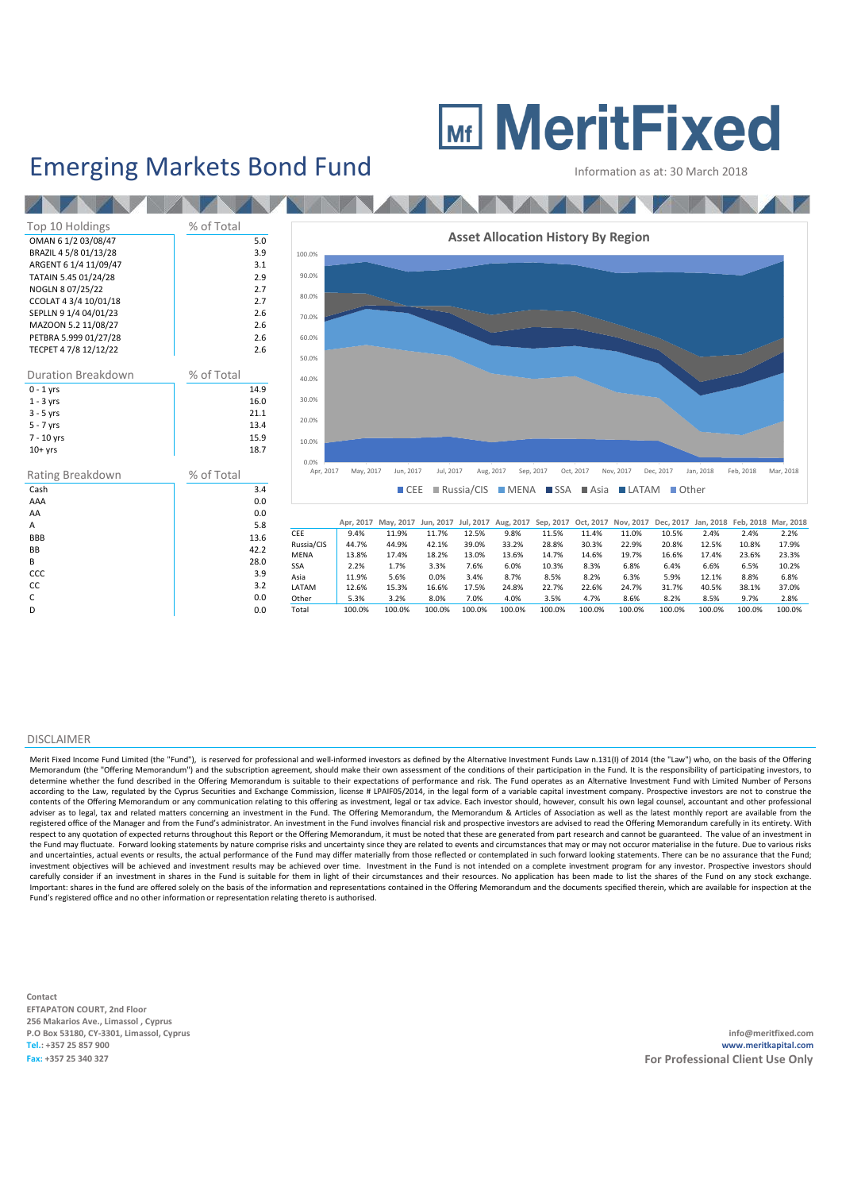# MeritFixed

# Emerging Markets Bond Fund

Information as at: 30 March 2018

| Top 10 Holdings | % of Total |
|---|---|
| OMAN 6 1/2 03/08/47 | 5.0 |
| BRAZIL 4 5/8 01/13/28 | 3.9 |
| ARGENT 6 1/4 11/09/47 | 3.1 |
| TATAIN 5.45 01/24/28 | 2.9 |
| NOGLN 8 07/25/22 | 2.7 |
| CCOLAT 4 3/4 10/01/18 | 2.7 |
| SEPLLN 9 1/4 04/01/23 | 2.6 |
| MAZOON 5.2 11/08/27 | 2.6 |
| PETBRA 5.999 01/27/28 | 2.6 |
| TECPET 4 7/8 12/12/22 | 2.6 |

| Duration Breakdown | % of Total |
|---|---|
| 0 - 1 yrs | 14.9 |
| 1 - 3 yrs | 16.0 |
| 3 - 5 yrs | 21.1 |
| 5 - 7 yrs | 13.4 |
| 7 - 10 yrs | 15.9 |
| 10+ yrs | 18.7 |

| Rating Breakdown | % of Total |
|---|---|
| Cash | 3.4 |
| AAA | 0.0 |
| AA | 0.0 |
| A | 5.8 |
| BBB | 13.6 |
| BB | 42.2 |
| B | 28.0 |
| CCC | 3.9 |
| CC | 3.2 |
| C | 0.0 |
| D | 0.0 |

Asset Allocation History By Region

100.0%
90.0%
80.0%
70.0%
60.0%
50.0%
40.0%
30.0%
20.0%
10.0%
0.0%

Apr, 2017 May, 2017 Jun, 2017 Jul, 2017 Aug, 2017 Sep, 2017 Oct, 2017 Nov, 2017 Dec, 2017 Jan, 2018 Feb, 2018 Mar, 2018

CEE Russia/CIS MENA SSA Asia LATAM Other

| | Apr, 2017 | May, 2017 | Jun, 2017 | Jul, 2017 | Aug, 2017 | Sep, 2017 | Oct, 2017 | Nov, 2017 | Dec, 2017 | Jan, 2018 | Feb, 2018 | Mar, 2018 |
|---|---|---|---|---|---|---|---|---|---|---|---|---|
| CEE | 9.4% | 11.9% | 11.7% | 12.5% | 9.8% | 11.5% | 11.4% | 11.0% | 10.5% | 2.4% | 2.4% | 2.2% |
| Russia/CIS | 44.7% | 44.9% | 42.1% | 39.0% | 33.2% | 28.8% | 30.3% | 22.9% | 20.8% | 12.5% | 10.8% | 17.9% |
| MENA | 13.8% | 17.4% | 18.2% | 13.0% | 13.6% | 14.7% | 14.6% | 19.7% | 16.6% | 17.4% | 23.6% | 23.3% |
| SSA | 2.2% | 1.7% | 3.3% | 7.6% | 6.0% | 10.3% | 8.3% | 6.8% | 6.4% | 6.6% | 6.5% | 10.2% |
| Asia | 11.9% | 5.6% | 0.0% | 3.4% | 8.7% | 8.5% | 8.2% | 6.3% | 5.9% | 12.1% | 8.8% | 6.8% |
| LATAM | 12.6% | 15.3% | 16.6% | 17.5% | 24.8% | 22.7% | 22.6% | 24.7% | 31.7% | 40.5% | 38.1% | 37.0% |
| Other | 5.3% | 3.2% | 8.0% | 7.0% | 4.0% | 3.5% | 4.7% | 8.6% | 8.2% | 8.5% | 9.7% | 2.8% |
| Total | 100.0% | 100.0% | 100.0% | 100.0% | 100.0% | 100.0% | 100.0% | 100.0% | 100.0% | 100.0% | 100.0% | 100.0% |

## DISCLAIMER

Merit Fixed Income Fund Limited (the "Fund"), is reserved for professional and well-informed investors as defined by the Alternative Investment Funds Law n.131(I) of 2014 (the "Law") who, on the basis of the Offering Memorandum (the "Offering Memorandum") and the subscription agreement, should make their own assessment of the conditions of their participation in the Fund. It is the responsibility of participating investors, to determine whether the fund described in the Offering Memorandum is suitable to their expectations of performance and risk. The Fund operates as an Alternative Investment Fund with Limited Number of Persons according to the Law, regulated by the Cyprus Securities and Exchange Commission, license # LPAIF05/2014, in the legal form of a variable capital investment company. Prospective investors are not to construe the contents of the Offering Memorandum or any communication relating to this offering as investment, legal or tax advice. Each investor should, however, consult his own legal counsel, accountant and other professional adviser as to legal, tax and related matters concerning an investment in the Fund. The Offering Memorandum, the Memorandum & Articles of Association as well as the latest monthly report are available from the registered office of the Manager and from the Fund's administrator. An investment in the Fund involves financial risk and prospective investors are advised to read the Offering Memorandum carefully in its entirety. With respect to any quotation of expected returns throughout this Report or the Offering Memorandum, it must be noted that these are generated from part research and cannot be guaranteed. The value of an investment in the Fund may fluctuate. Forward looking statements by nature comprise risks and uncertainty since they are related to events and circumstances that may or may not occur materialise in the future. Due to various risks and uncertainties, actual events or results, the actual performance of the Fund may differ materially from those reflected or contemplated in such forward looking statements. There can be no assurance that the Fund; investment objectives will be achieved and investment results may be achieved over time. Investment in the Fund is not intended on a complete investment program for any investor. Prospective investors should carefully consider if an investment in shares in the Fund is suitable for them in light of their circumstances and their resources. No application has been made to list the shares of the Fund on any stock exchange. Important: shares in the fund are offered solely on the basis of the information and representations contained in the Offering Memorandum and the documents specified therein, which are available for inspection at the Fund's registered office and no other information or representation relating thereto is authorised.

**Contact**
**EFTAPATON COURT, 2nd Floor**
**256 Makarios Ave., Limassol , Cyprus**
**P.O Box 53180, CY-3301, Limassol, Cyprus**
**Tel.: +357 25 857 900**
**Fax: +357 25 340 327**

**info@meritfixed.com**
**www.meritkapital.com**
**For Professional Client Use Only**